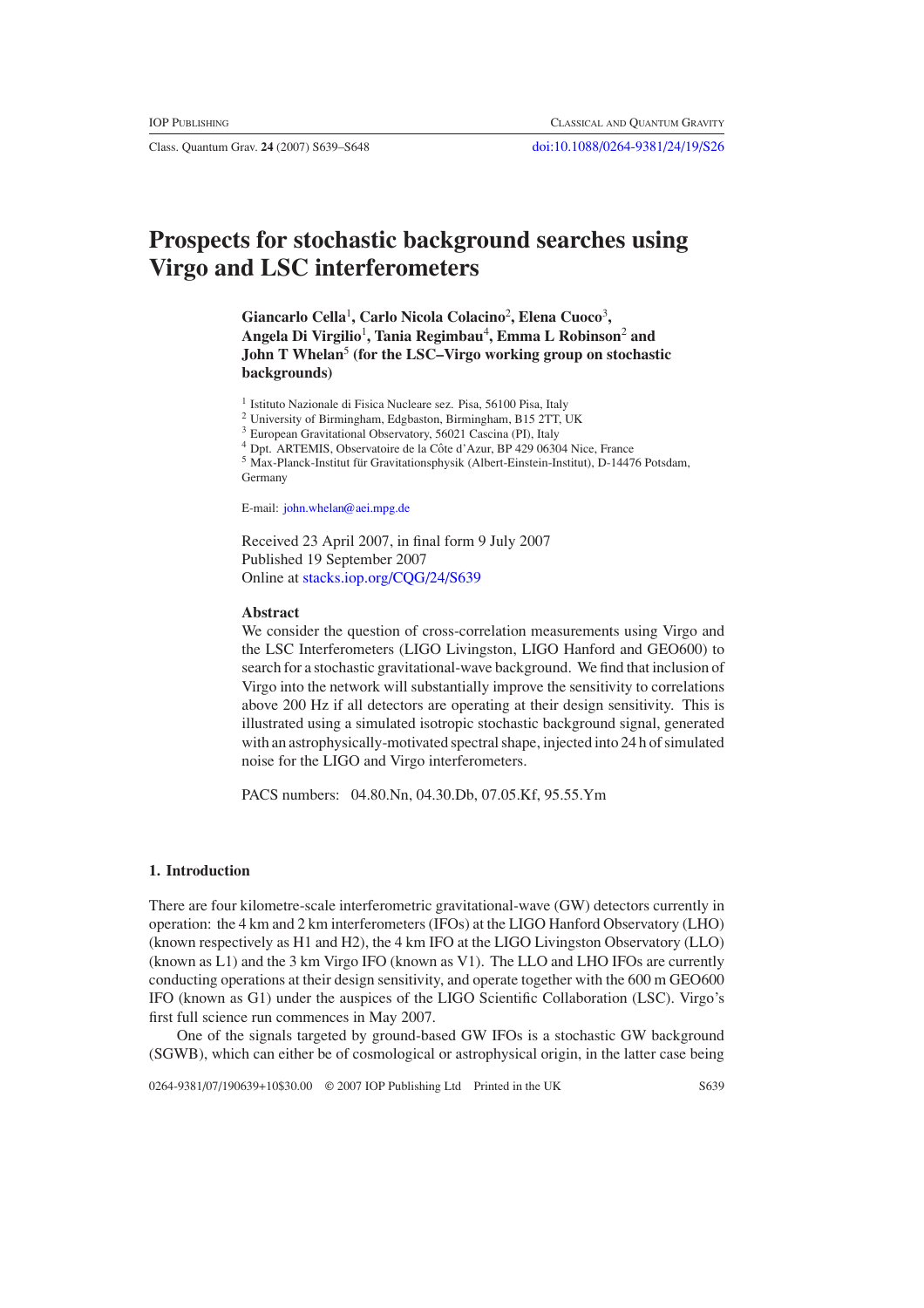# Prospects for stochastic background searches using Virgo and LSC interferometers

**Giancarlo Cella[1], Carlo Nicola Colacino[2], Elena Cuoco[3], Angela Di Virgilio[1], Tania Regimbau[4], Emma L Robinson[2] and John T Whelan[5] (for the LSC–Virgo working group on stochastic backgrounds)**

[1] Istituto Nazionale di Fisica Nucleare sez. Pisa, 56100 Pisa, Italy
[2] University of Birmingham, Edgbaston, Birmingham, B15 2TT, UK
[3] European Gravitational Observatory, 56021 Cascina (PI), Italy
[4] Dpt. ARTEMIS, Observatoire de la Côte d'Azur, BP 429 06304 Nice, France
[5] Max-Planck-Institut für Gravitationsphysik (Albert-Einstein-Institut), D-14476 Potsdam, Germany

E-mail: john.whelan@aei.mpg.de

Received 23 April 2007, in final form 9 July 2007
Published 19 September 2007
Online at stacks.iop.org/CQG/24/S639

## Abstract

We consider the question of cross-correlation measurements using Virgo and the LSC Interferometers (LIGO Livingston, LIGO Hanford and GEO600) to search for a stochastic gravitational-wave background. We find that inclusion of Virgo into the network will substantially improve the sensitivity to correlations above 200 Hz if all detectors are operating at their design sensitivity. This is illustrated using a simulated isotropic stochastic background signal, generated with an astrophysically-motivated spectral shape, injected into 24 h of simulated noise for the LIGO and Virgo interferometers.

PACS numbers: 04.80.Nn, 04.30.Db, 07.05.Kf, 95.55.Ym

## 1. Introduction

There are four kilometre-scale interferometric gravitational-wave (GW) detectors currently in operation: the 4 km and 2 km interferometers (IFOs) at the LIGO Hanford Observatory (LHO) (known respectively as H1 and H2), the 4 km IFO at the LIGO Livingston Observatory (LLO) (known as L1) and the 3 km Virgo IFO (known as V1). The LLO and LHO IFOs are currently conducting operations at their design sensitivity, and operate together with the 600 m GEO600 IFO (known as G1) under the auspices of the LIGO Scientific Collaboration (LSC). Virgo's first full science run commences in May 2007.

One of the signals targeted by ground-based GW IFOs is a stochastic GW background (SGWB), which can either be of cosmological or astrophysical origin, in the latter case being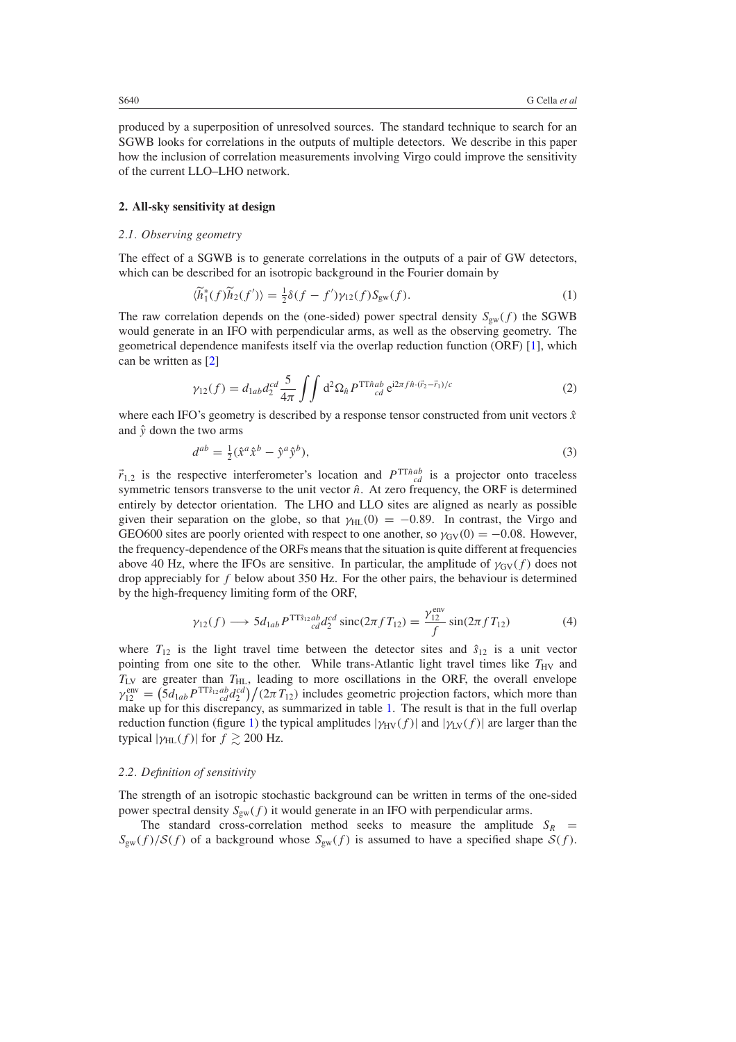produced by a superposition of unresolved sources. The standard technique to search for an SGWB looks for correlations in the outputs of multiple detectors. We describe in this paper how the inclusion of correlation measurements involving Virgo could improve the sensitivity of the current LLO–LHO network.

## 2. All-sky sensitivity at design

### 2.1. Observing geometry

The effect of a SGWB is to generate correlations in the outputs of a pair of GW detectors, which can be described for an isotropic background in the Fourier domain by

$$\langle \widetilde{h}_1^*(f)\widetilde{h}_2(f')\rangle = \tfrac{1}{2}\delta(f-f')\gamma_{12}(f)S_{\mathrm{gw}}(f). \tag{1}$$

The raw correlation depends on the (one-sided) power spectral density $S_{\mathrm{gw}}(f)$ the SGWB would generate in an IFO with perpendicular arms, as well as the observing geometry. The geometrical dependence manifests itself via the overlap reduction function (ORF) [1], which can be written as [2]

$$\gamma_{12}(f) = d_{1ab}d_2^{cd}\frac{5}{4\pi}\iint \mathrm{d}^2\Omega_{\hat{n}}\, P^{\mathrm{TT}\hat{n}ab}{}_{cd}\, \mathrm{e}^{\mathrm{i}2\pi f\hat{n}\cdot(\vec{r}_2-\vec{r}_1)/c} \tag{2}$$

where each IFO's geometry is described by a response tensor constructed from unit vectors $\hat{x}$ and $\hat{y}$ down the two arms

$$d^{ab} = \tfrac{1}{2}(\hat{x}^a\hat{x}^b - \hat{y}^a\hat{y}^b), \tag{3}$$

$\vec{r}_{1,2}$ is the respective interferometer's location and $P^{\mathrm{TT}\hat{n}ab}{}_{cd}$ is a projector onto traceless symmetric tensors transverse to the unit vector $\hat{n}$. At zero frequency, the ORF is determined entirely by detector orientation. The LHO and LLO sites are aligned as nearly as possible given their separation on the globe, so that $\gamma_{\mathrm{HL}}(0) = -0.89$. In contrast, the Virgo and GEO600 sites are poorly oriented with respect to one another, so $\gamma_{\mathrm{GV}}(0) = -0.08$. However, the frequency-dependence of the ORFs means that the situation is quite different at frequencies above 40 Hz, where the IFOs are sensitive. In particular, the amplitude of $\gamma_{\mathrm{GV}}(f)$ does not drop appreciably for $f$ below about 350 Hz. For the other pairs, the behaviour is determined by the high-frequency limiting form of the ORF,

$$\gamma_{12}(f) \longrightarrow 5d_{1ab}P^{\mathrm{TT}\hat{s}_{12}ab}{}_{cd}d_2^{cd}\,\mathrm{sinc}(2\pi f T_{12}) = \frac{\gamma_{12}^{\mathrm{env}}}{f}\sin(2\pi f T_{12}) \tag{4}$$

where $T_{12}$ is the light travel time between the detector sites and $\hat{s}_{12}$ is a unit vector pointing from one site to the other. While trans-Atlantic light travel times like $T_{\mathrm{HV}}$ and $T_{\mathrm{LV}}$ are greater than $T_{\mathrm{HL}}$, leading to more oscillations in the ORF, the overall envelope $\gamma_{12}^{\mathrm{env}} = \left(5d_{1ab}P^{\mathrm{TT}\hat{s}_{12}ab}{}_{cd}d_2^{cd}\right)/(2\pi T_{12})$ includes geometric projection factors, which more than make up for this discrepancy, as summarized in table 1. The result is that in the full overlap reduction function (figure 1) the typical amplitudes $|\gamma_{\mathrm{HV}}(f)|$ and $|\gamma_{\mathrm{LV}}(f)|$ are larger than the typical $|\gamma_{\mathrm{HL}}(f)|$ for $f \gtrsim 200$ Hz.

### 2.2. Definition of sensitivity

The strength of an isotropic stochastic background can be written in terms of the one-sided power spectral density $S_{\mathrm{gw}}(f)$ it would generate in an IFO with perpendicular arms.

The standard cross-correlation method seeks to measure the amplitude $S_R = S_{\mathrm{gw}}(f)/\mathcal{S}(f)$ of a background whose $S_{\mathrm{gw}}(f)$ is assumed to have a specified shape $\mathcal{S}(f)$.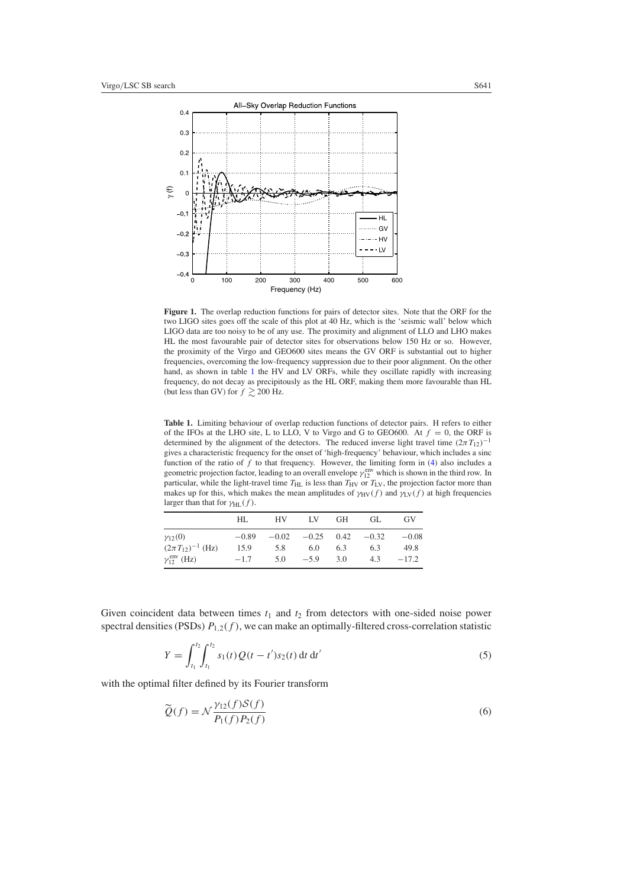**Figure 1.** The overlap reduction functions for pairs of detector sites. Note that the ORF for the two LIGO sites goes off the scale of this plot at 40 Hz, which is the 'seismic wall' below which LIGO data are too noisy to be of any use. The proximity and alignment of LLO and LHO makes HL the most favourable pair of detector sites for observations below 150 Hz or so. However, the proximity of the Virgo and GEO600 sites means the GV ORF is substantial out to higher frequencies, overcoming the low-frequency suppression due to their poor alignment. On the other hand, as shown in table 1 the HV and LV ORFs, while they oscillate rapidly with increasing frequency, do not decay as precipitously as the HL ORF, making them more favourable than HL (but less than GV) for $f \gtrsim 200$ Hz.

**Table 1.** Limiting behaviour of overlap reduction functions of detector pairs. H refers to either of the IFOs at the LHO site, L to LLO, V to Virgo and G to GEO600. At $f = 0$, the ORF is determined by the alignment of the detectors. The reduced inverse light travel time $(2\pi T_{12})^{-1}$ gives a characteristic frequency for the onset of 'high-frequency' behaviour, which includes a sinc function of the ratio of $f$ to that frequency. However, the limiting form in (4) also includes a geometric projection factor, leading to an overall envelope $\gamma_{12}^{\text{env}}$ which is shown in the third row. In particular, while the light-travel time $T_{\text{HL}}$ is less than $T_{\text{HV}}$ or $T_{\text{LV}}$, the projection factor more than makes up for this, which makes the mean amplitudes of $\gamma_{\text{HV}}(f)$ and $\gamma_{\text{LV}}(f)$ at high frequencies larger than that for $\gamma_{\text{HL}}(f)$.

| | HL | HV | LV | GH | GL | GV |
|---|---|---|---|---|---|---|
| $\gamma_{12}(0)$ | −0.89 | −0.02 | −0.25 | 0.42 | −0.32 | −0.08 |
| $(2\pi T_{12})^{-1}$ (Hz) | 15.9 | 5.8 | 6.0 | 6.3 | 6.3 | 49.8 |
| $\gamma_{12}^{\text{env}}$ (Hz) | −1.7 | 5.0 | −5.9 | 3.0 | 4.3 | −17.2 |

Given coincident data between times $t_1$ and $t_2$ from detectors with one-sided noise power spectral densities (PSDs) $P_{1,2}(f)$, we can make an optimally-filtered cross-correlation statistic

$$Y = \int_{t_1}^{t_2} \int_{t_1}^{t_2} s_1(t) Q(t - t') s_2(t) \, \mathrm{d}t \, \mathrm{d}t' \tag{5}$$

with the optimal filter defined by its Fourier transform

$$\widetilde{Q}(f) = \mathcal{N} \frac{\gamma_{12}(f) \mathcal{S}(f)}{P_1(f) P_2(f)} \tag{6}$$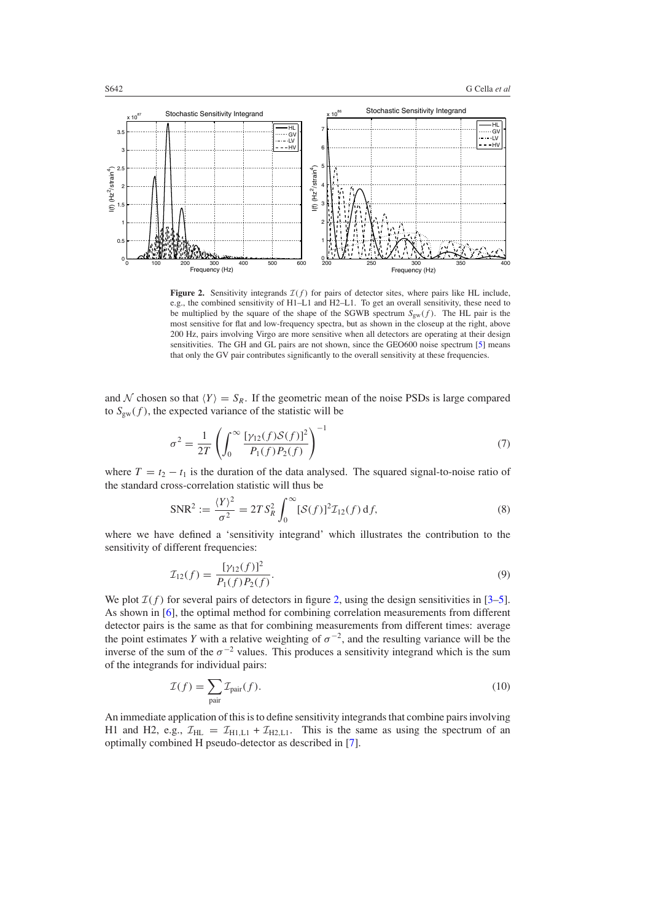**Figure 2.** Sensitivity integrands $\mathcal{I}(f)$ for pairs of detector sites, where pairs like HL include, e.g., the combined sensitivity of H1–L1 and H2–L1. To get an overall sensitivity, these need to be multiplied by the square of the shape of the SGWB spectrum $S_{\rm gw}(f)$. The HL pair is the most sensitive for flat and low-frequency spectra, but as shown in the closeup at the right, above 200 Hz, pairs involving Virgo are more sensitive when all detectors are operating at their design sensitivities. The GH and GL pairs are not shown, since the GEO600 noise spectrum [5] means that only the GV pair contributes significantly to the overall sensitivity at these frequencies.

and $\mathcal{N}$ chosen so that $\langle Y \rangle = S_R$. If the geometric mean of the noise PSDs is large compared to $S_{\rm gw}(f)$, the expected variance of the statistic will be

$$\sigma^2 = \frac{1}{2T}\left(\int_0^\infty \frac{[\gamma_{12}(f)\mathcal{S}(f)]^2}{P_1(f)P_2(f)}\right)^{-1} \tag{7}$$

where $T = t_2 - t_1$ is the duration of the data analysed. The squared signal-to-noise ratio of the standard cross-correlation statistic will thus be

$$\mathrm{SNR}^2 := \frac{\langle Y \rangle^2}{\sigma^2} = 2T S_R^2 \int_0^\infty [\mathcal{S}(f)]^2 \mathcal{I}_{12}(f)\,\mathrm{d}f, \tag{8}$$

where we have defined a 'sensitivity integrand' which illustrates the contribution to the sensitivity of different frequencies:

$$\mathcal{I}_{12}(f) = \frac{[\gamma_{12}(f)]^2}{P_1(f)P_2(f)}. \tag{9}$$

We plot $\mathcal{I}(f)$ for several pairs of detectors in figure 2, using the design sensitivities in [3–5]. As shown in [6], the optimal method for combining correlation measurements from different detector pairs is the same as that for combining measurements from different times: average the point estimates $Y$ with a relative weighting of $\sigma^{-2}$, and the resulting variance will be the inverse of the sum of the $\sigma^{-2}$ values. This produces a sensitivity integrand which is the sum of the integrands for individual pairs:

$$\mathcal{I}(f) = \sum_{\text{pair}} \mathcal{I}_{\text{pair}}(f). \tag{10}$$

An immediate application of this is to define sensitivity integrands that combine pairs involving H1 and H2, e.g., $\mathcal{I}_{\rm HL} = \mathcal{I}_{\rm H1,L1} + \mathcal{I}_{\rm H2,L1}$. This is the same as using the spectrum of an optimally combined H pseudo-detector as described in [7].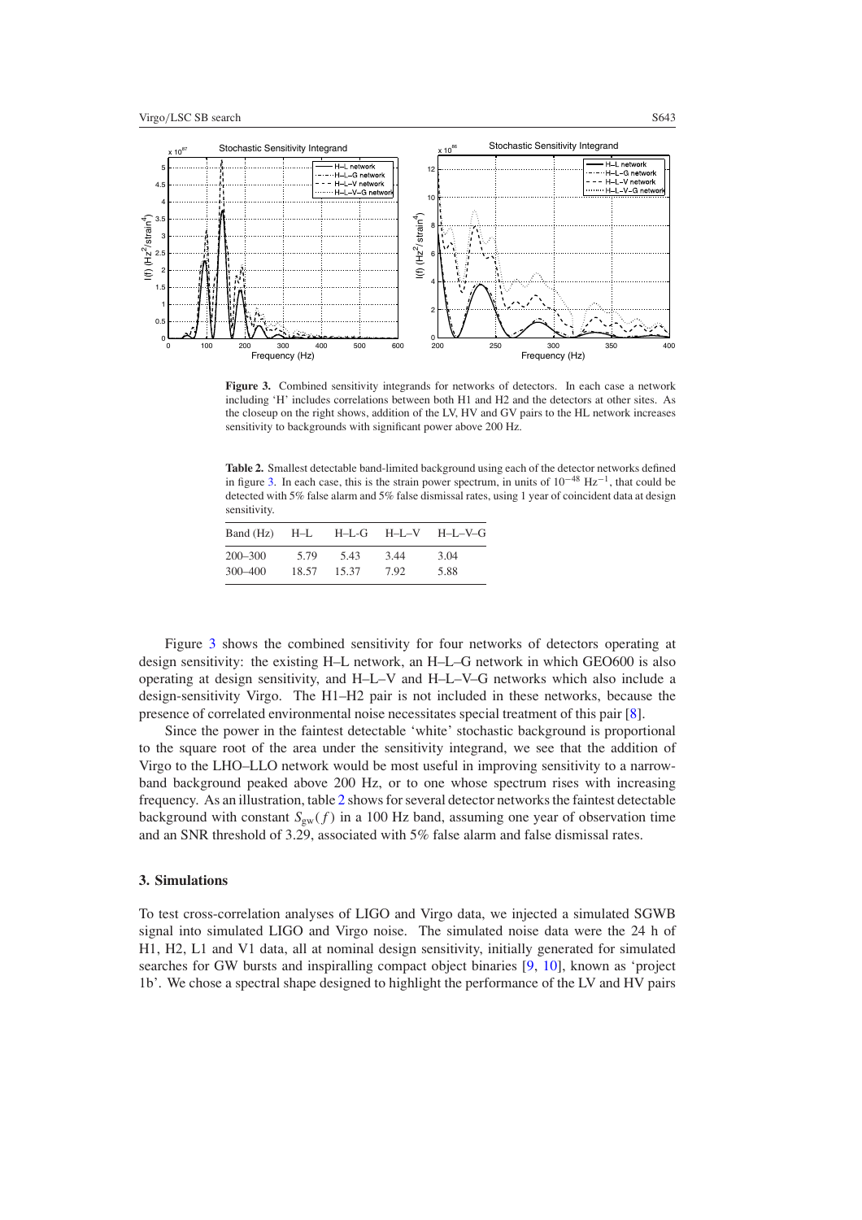**Figure 3.** Combined sensitivity integrands for networks of detectors. In each case a network including 'H' includes correlations between both H1 and H2 and the detectors at other sites. As the closeup on the right shows, addition of the LV, HV and GV pairs to the HL network increases sensitivity to backgrounds with significant power above 200 Hz.

**Table 2.** Smallest detectable band-limited background using each of the detector networks defined in figure 3. In each case, this is the strain power spectrum, in units of $10^{-48}$ Hz$^{-1}$, that could be detected with 5% false alarm and 5% false dismissal rates, using 1 year of coincident data at design sensitivity.

| Band (Hz) | H–L | H–L–G | H–L–V | H–L–V–G |
|---|---|---|---|---|
| 200–300 | 5.79 | 5.43 | 3.44 | 3.04 |
| 300–400 | 18.57 | 15.37 | 7.92 | 5.88 |

Figure 3 shows the combined sensitivity for four networks of detectors operating at design sensitivity: the existing H–L network, an H–L–G network in which GEO600 is also operating at design sensitivity, and H–L–V and H–L–V–G networks which also include a design-sensitivity Virgo. The H1–H2 pair is not included in these networks, because the presence of correlated environmental noise necessitates special treatment of this pair [8].

Since the power in the faintest detectable 'white' stochastic background is proportional to the square root of the area under the sensitivity integrand, we see that the addition of Virgo to the LHO–LLO network would be most useful in improving sensitivity to a narrow-band background peaked above 200 Hz, or to one whose spectrum rises with increasing frequency. As an illustration, table 2 shows for several detector networks the faintest detectable background with constant $S_{\mathrm{gw}}(f)$ in a 100 Hz band, assuming one year of observation time and an SNR threshold of 3.29, associated with 5% false alarm and false dismissal rates.

### 3. Simulations

To test cross-correlation analyses of LIGO and Virgo data, we injected a simulated SGWB signal into simulated LIGO and Virgo noise. The simulated noise data were the 24 h of H1, H2, L1 and V1 data, all at nominal design sensitivity, initially generated for simulated searches for GW bursts and inspiralling compact object binaries [9, 10], known as 'project 1b'. We chose a spectral shape designed to highlight the performance of the LV and HV pairs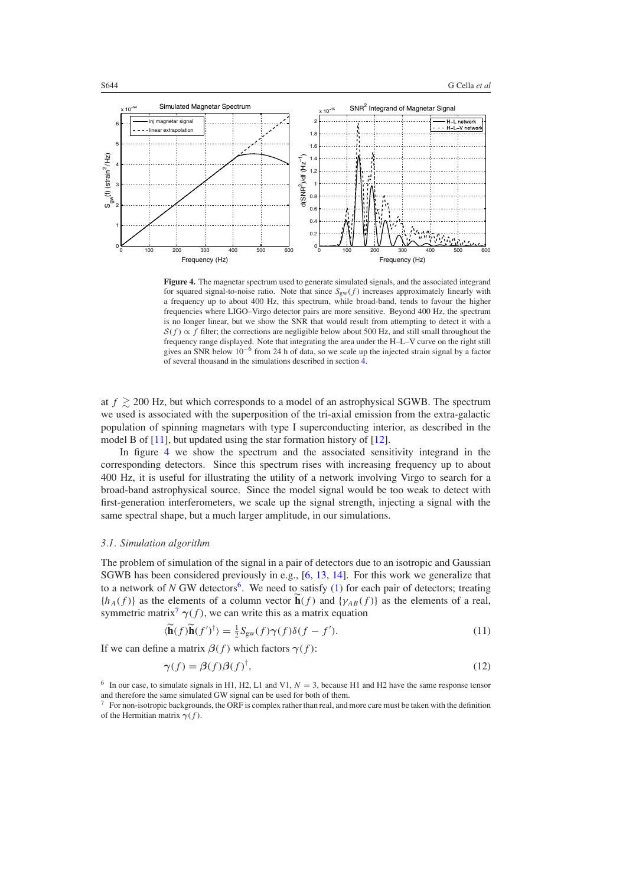**Figure 4.** The magnetar spectrum used to generate simulated signals, and the associated integrand for squared signal-to-noise ratio. Note that since $S_{\text{gw}}(f)$ increases approximately linearly with a frequency up to about 400 Hz, this spectrum, while broad-band, tends to favour the higher frequencies where LIGO–Virgo detector pairs are more sensitive. Beyond 400 Hz, the spectrum is no longer linear, but we show the SNR that would result from attempting to detect it with a $\mathcal{S}(f) \propto f$ filter; the corrections are negligible below about 500 Hz, and still small throughout the frequency range displayed. Note that integrating the area under the H–L–V curve on the right still gives an SNR below $10^{-6}$ from 24 h of data, so we scale up the injected strain signal by a factor of several thousand in the simulations described in section 4.

at $f \gtrsim 200$ Hz, but which corresponds to a model of an astrophysical SGWB. The spectrum we used is associated with the superposition of the tri-axial emission from the extra-galactic population of spinning magnetars with type I superconducting interior, as described in the model B of [11], but updated using the star formation history of [12].

In figure 4 we show the spectrum and the associated sensitivity integrand in the corresponding detectors. Since this spectrum rises with increasing frequency up to about 400 Hz, it is useful for illustrating the utility of a network involving Virgo to search for a broad-band astrophysical source. Since the model signal would be too weak to detect with first-generation interferometers, we scale up the signal strength, injecting a signal with the same spectral shape, but a much larger amplitude, in our simulations.

### *3.1. Simulation algorithm*

The problem of simulation of the signal in a pair of detectors due to an isotropic and Gaussian SGWB has been considered previously in e.g., [6, 13, 14]. For this work we generalize that to a network of $N$ GW detectors[6]. We need to satisfy (1) for each pair of detectors; treating $\{h_A(f)\}$ as the elements of a column vector $\widetilde{\mathbf{h}}(f)$ and $\{\gamma_{AB}(f)\}$ as the elements of a real, symmetric matrix[7] $\boldsymbol{\gamma}(f)$, we can write this as a matrix equation

$$\langle \widetilde{\mathbf{h}}(f)\widetilde{\mathbf{h}}(f')^{\dagger} \rangle = \tfrac{1}{2} S_{\text{gw}}(f)\boldsymbol{\gamma}(f)\delta(f - f'). \tag{11}$$

If we can define a matrix $\boldsymbol{\beta}(f)$ which factors $\boldsymbol{\gamma}(f)$:

$$\boldsymbol{\gamma}(f) = \boldsymbol{\beta}(f)\boldsymbol{\beta}(f)^{\dagger}, \tag{12}$$

[6] In our case, to simulate signals in H1, H2, L1 and V1, $N = 3$, because H1 and H2 have the same response tensor and therefore the same simulated GW signal can be used for both of them.

[7] For non-isotropic backgrounds, the ORF is complex rather than real, and more care must be taken with the definition of the Hermitian matrix $\boldsymbol{\gamma}(f)$.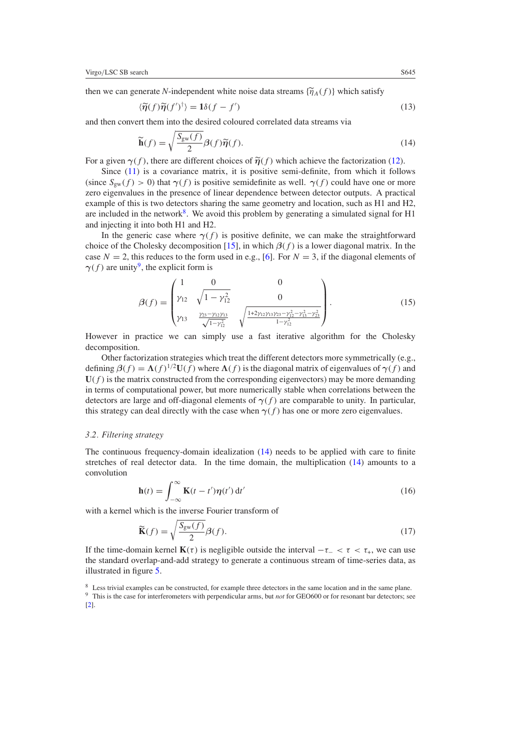then we can generate $N$-independent white noise data streams $\{\widetilde{\eta}_A(f)\}$ which satisfy

$$\langle \widetilde{\boldsymbol{\eta}}(f) \widetilde{\boldsymbol{\eta}}(f')^\dagger \rangle = \mathbf{1}\delta(f - f') \tag{13}$$

and then convert them into the desired coloured correlated data streams via

$$\widetilde{\mathbf{h}}(f) = \sqrt{\frac{S_{\mathrm{gw}}(f)}{2}} \boldsymbol{\beta}(f) \widetilde{\boldsymbol{\eta}}(f). \tag{14}$$

For a given $\boldsymbol{\gamma}(f)$, there are different choices of $\widetilde{\boldsymbol{\eta}}(f)$ which achieve the factorization (12).

Since (11) is a covariance matrix, it is positive semi-definite, from which it follows (since $S_{\mathrm{gw}}(f) > 0$) that $\boldsymbol{\gamma}(f)$ is positive semidefinite as well. $\boldsymbol{\gamma}(f)$ could have one or more zero eigenvalues in the presence of linear dependence between detector outputs. A practical example of this is two detectors sharing the same geometry and location, such as H1 and H2, are included in the network[8]. We avoid this problem by generating a simulated signal for H1 and injecting it into both H1 and H2.

In the generic case where $\boldsymbol{\gamma}(f)$ is positive definite, we can make the straightforward choice of the Cholesky decomposition [15], in which $\boldsymbol{\beta}(f)$ is a lower diagonal matrix. In the case $N = 2$, this reduces to the form used in e.g., [6]. For $N = 3$, if the diagonal elements of $\boldsymbol{\gamma}(f)$ are unity[9], the explicit form is

$$\boldsymbol{\beta}(f) = \begin{pmatrix} 1 & 0 & 0 \\ \gamma_{12} & \sqrt{1 - \gamma_{12}^2} & 0 \\ \gamma_{13} & \frac{\gamma_{23} - \gamma_{12}\gamma_{13}}{\sqrt{1 - \gamma_{12}^2}} & \sqrt{\frac{1 + 2\gamma_{12}\gamma_{13}\gamma_{23} - \gamma_{12}^2 - \gamma_{13}^2 - \gamma_{23}^2}{1 - \gamma_{12}^2}} \end{pmatrix}. \tag{15}$$

However in practice we can simply use a fast iterative algorithm for the Cholesky decomposition.

Other factorization strategies which treat the different detectors more symmetrically (e.g., defining $\boldsymbol{\beta}(f) = \boldsymbol{\Lambda}(f)^{1/2}\mathbf{U}(f)$ where $\boldsymbol{\Lambda}(f)$ is the diagonal matrix of eigenvalues of $\boldsymbol{\gamma}(f)$ and $\mathbf{U}(f)$ is the matrix constructed from the corresponding eigenvectors) may be more demanding in terms of computational power, but more numerically stable when correlations between the detectors are large and off-diagonal elements of $\boldsymbol{\gamma}(f)$ are comparable to unity. In particular, this strategy can deal directly with the case when $\boldsymbol{\gamma}(f)$ has one or more zero eigenvalues.

### *3.2. Filtering strategy*

The continuous frequency-domain idealization (14) needs to be applied with care to finite stretches of real detector data. In the time domain, the multiplication (14) amounts to a convolution

$$\mathbf{h}(t) = \int_{-\infty}^{\infty} \mathbf{K}(t - t') \boldsymbol{\eta}(t')\, \mathrm{d}t' \tag{16}$$

with a kernel which is the inverse Fourier transform of

$$\widetilde{\mathbf{K}}(f) = \sqrt{\frac{S_{\mathrm{gw}}(f)}{2}} \boldsymbol{\beta}(f). \tag{17}$$

If the time-domain kernel $\mathbf{K}(\tau)$ is negligible outside the interval $-\tau_- < \tau < \tau_+$, we can use the standard overlap-and-add strategy to generate a continuous stream of time-series data, as illustrated in figure 5.

[8] Less trivial examples can be constructed, for example three detectors in the same location and in the same plane.

[9] This is the case for interferometers with perpendicular arms, but *not* for GEO600 or for resonant bar detectors; see [2].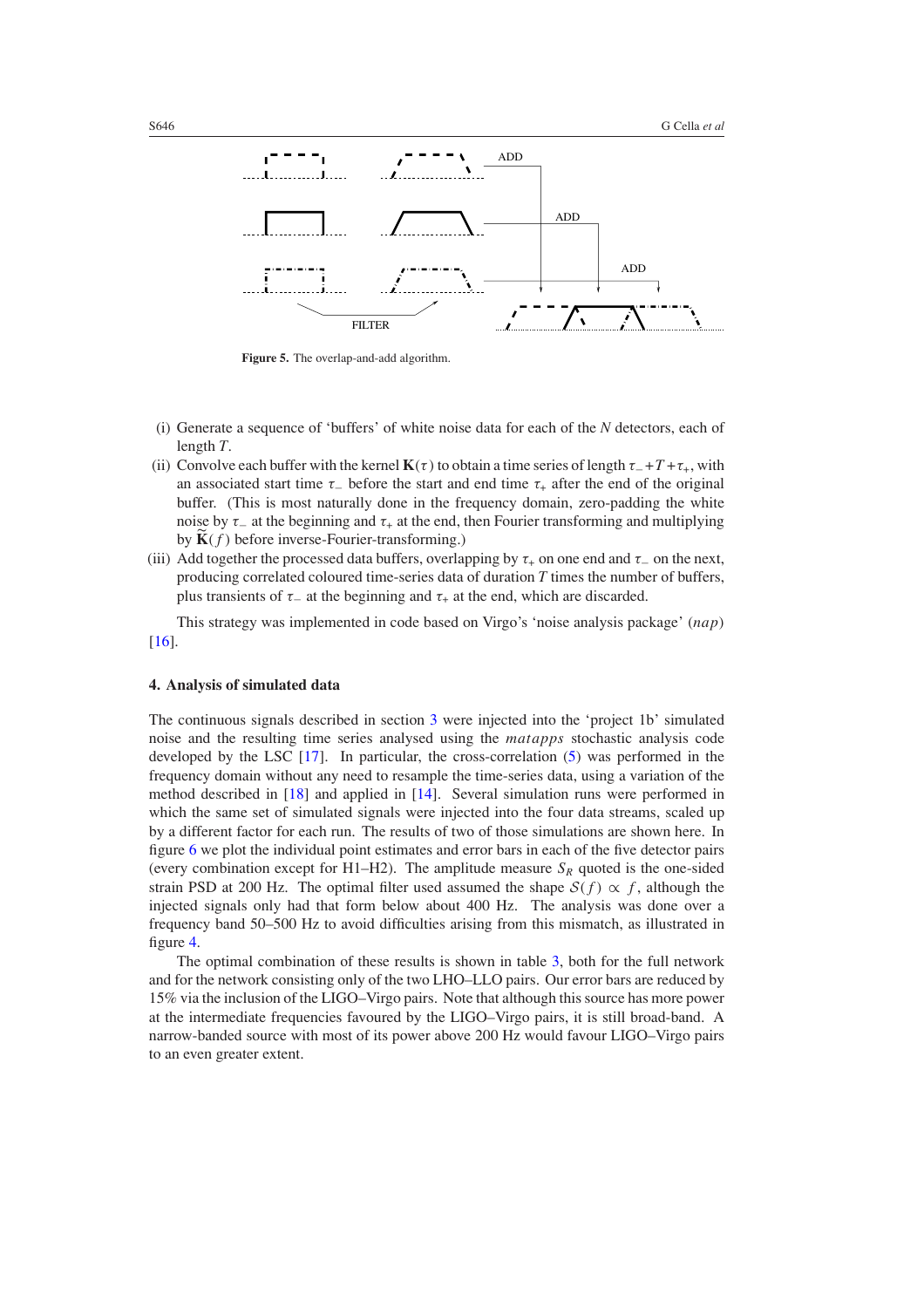Figure 5. The overlap-and-add algorithm.

(i) Generate a sequence of 'buffers' of white noise data for each of the $N$ detectors, each of length $T$.

(ii) Convolve each buffer with the kernel $\mathbf{K}(\tau)$ to obtain a time series of length $\tau_{-}+T+\tau_{+}$, with an associated start time $\tau_{-}$ before the start and end time $\tau_{+}$ after the end of the original buffer. (This is most naturally done in the frequency domain, zero-padding the white noise by $\tau_{-}$ at the beginning and $\tau_{+}$ at the end, then Fourier transforming and multiplying by $\widetilde{\mathbf{K}}(f)$ before inverse-Fourier-transforming.)

(iii) Add together the processed data buffers, overlapping by $\tau_{+}$ on one end and $\tau_{-}$ on the next, producing correlated coloured time-series data of duration $T$ times the number of buffers, plus transients of $\tau_{-}$ at the beginning and $\tau_{+}$ at the end, which are discarded.

This strategy was implemented in code based on Virgo's 'noise analysis package' (*nap*) [16].

## 4. Analysis of simulated data

The continuous signals described in section 3 were injected into the 'project 1b' simulated noise and the resulting time series analysed using the *matapps* stochastic analysis code developed by the LSC [17]. In particular, the cross-correlation (5) was performed in the frequency domain without any need to resample the time-series data, using a variation of the method described in [18] and applied in [14]. Several simulation runs were performed in which the same set of simulated signals were injected into the four data streams, scaled up by a different factor for each run. The results of two of those simulations are shown here. In figure 6 we plot the individual point estimates and error bars in each of the five detector pairs (every combination except for H1–H2). The amplitude measure $S_R$ quoted is the one-sided strain PSD at 200 Hz. The optimal filter used assumed the shape $\mathcal{S}(f) \propto f$, although the injected signals only had that form below about 400 Hz. The analysis was done over a frequency band 50–500 Hz to avoid difficulties arising from this mismatch, as illustrated in figure 4.

The optimal combination of these results is shown in table 3, both for the full network and for the network consisting only of the two LHO–LLO pairs. Our error bars are reduced by 15% via the inclusion of the LIGO–Virgo pairs. Note that although this source has more power at the intermediate frequencies favoured by the LIGO–Virgo pairs, it is still broad-band. A narrow-banded source with most of its power above 200 Hz would favour LIGO–Virgo pairs to an even greater extent.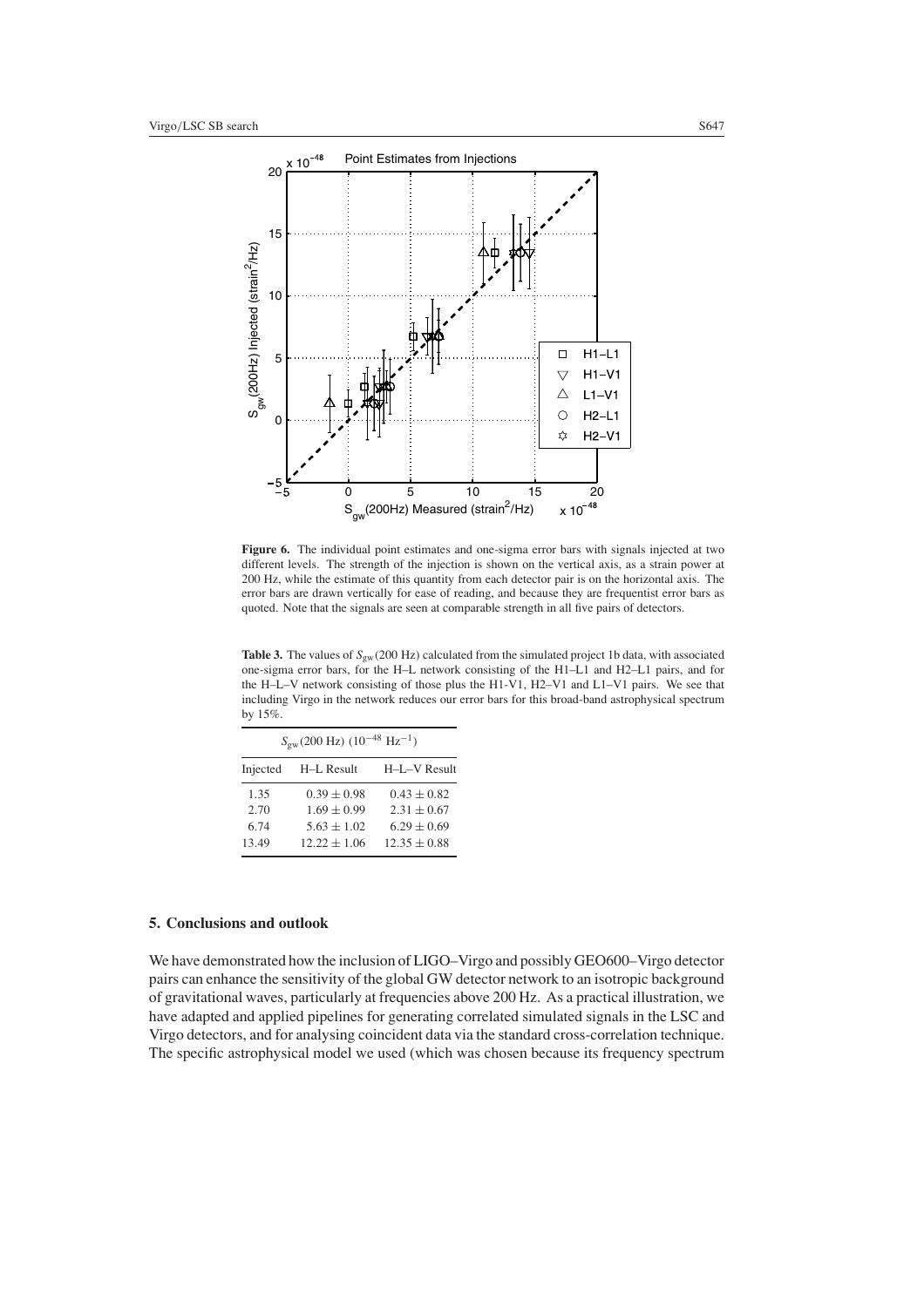**Figure 6.** The individual point estimates and one-sigma error bars with signals injected at two different levels. The strength of the injection is shown on the vertical axis, as a strain power at 200 Hz, while the estimate of this quantity from each detector pair is on the horizontal axis. The error bars are drawn vertically for ease of reading, and because they are frequentist error bars as quoted. Note that the signals are seen at comparable strength in all five pairs of detectors.

**Table 3.** The values of $S_{\mathrm{gw}}(200\ \mathrm{Hz})$ calculated from the simulated project 1b data, with associated one-sigma error bars, for the H–L network consisting of the H1–L1 and H2–L1 pairs, and for the H–L–V network consisting of those plus the H1-V1, H2–V1 and L1–V1 pairs. We see that including Virgo in the network reduces our error bars for this broad-band astrophysical spectrum by 15%.

| $S_{\mathrm{gw}}(200\ \mathrm{Hz})$ $(10^{-48}\ \mathrm{Hz}^{-1})$ | | |
|---|---|---|
| Injected | H–L Result | H–L–V Result |
| 1.35 | $0.39 \pm 0.98$ | $0.43 \pm 0.82$ |
| 2.70 | $1.69 \pm 0.99$ | $2.31 \pm 0.67$ |
| 6.74 | $5.63 \pm 1.02$ | $6.29 \pm 0.69$ |
| 13.49 | $12.22 \pm 1.06$ | $12.35 \pm 0.88$ |

## 5. Conclusions and outlook

We have demonstrated how the inclusion of LIGO–Virgo and possibly GEO600–Virgo detector pairs can enhance the sensitivity of the global GW detector network to an isotropic background of gravitational waves, particularly at frequencies above 200 Hz. As a practical illustration, we have adapted and applied pipelines for generating correlated simulated signals in the LSC and Virgo detectors, and for analysing coincident data via the standard cross-correlation technique. The specific astrophysical model we used (which was chosen because its frequency spectrum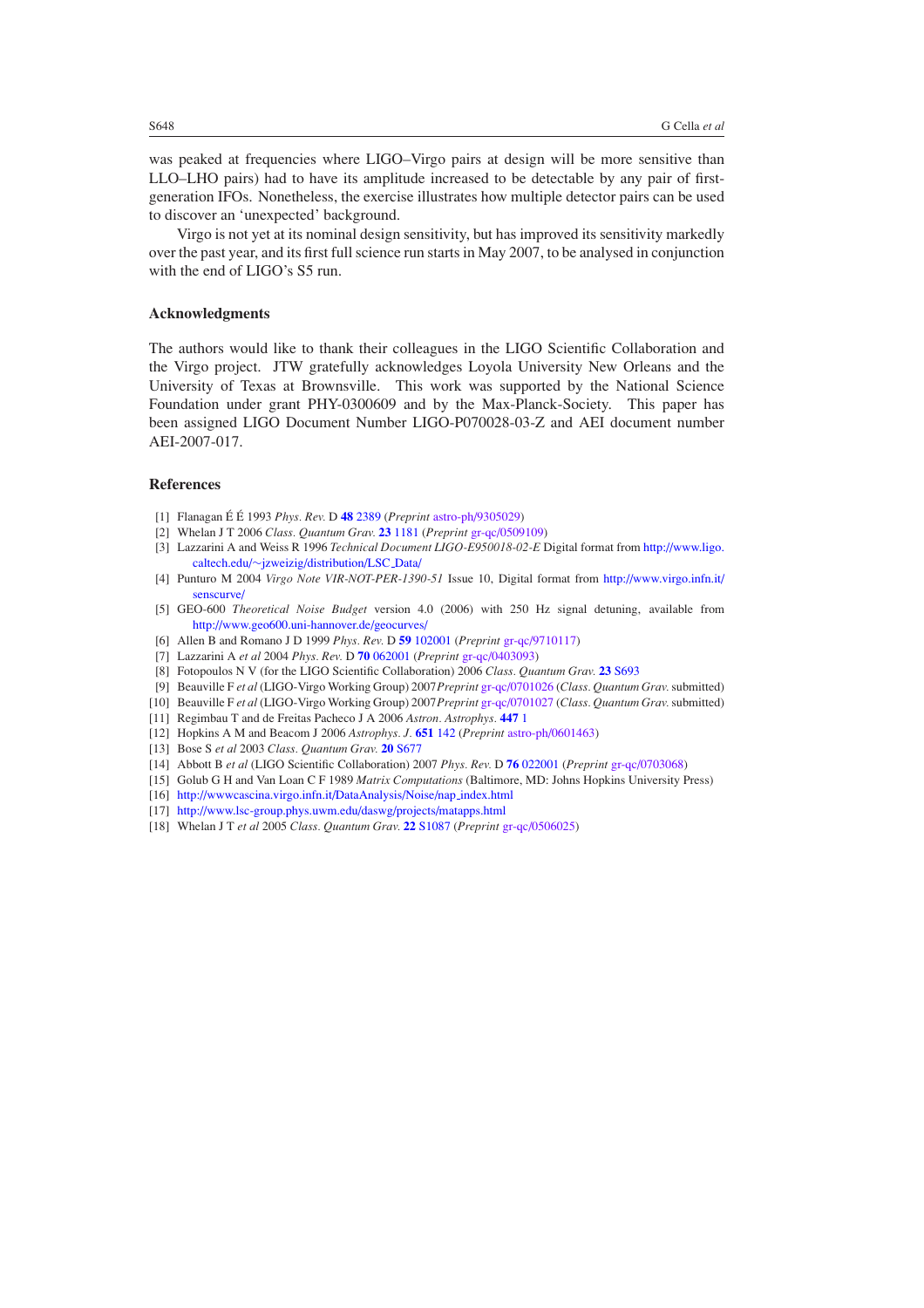was peaked at frequencies where LIGO–Virgo pairs at design will be more sensitive than LLO–LHO pairs) had to have its amplitude increased to be detectable by any pair of first-generation IFOs. Nonetheless, the exercise illustrates how multiple detector pairs can be used to discover an 'unexpected' background.

Virgo is not yet at its nominal design sensitivity, but has improved its sensitivity markedly over the past year, and its first full science run starts in May 2007, to be analysed in conjunction with the end of LIGO's S5 run.

## Acknowledgments

The authors would like to thank their colleagues in the LIGO Scientific Collaboration and the Virgo project. JTW gratefully acknowledges Loyola University New Orleans and the University of Texas at Brownsville. This work was supported by the National Science Foundation under grant PHY-0300609 and by the Max-Planck-Society. This paper has been assigned LIGO Document Number LIGO-P070028-03-Z and AEI document number AEI-2007-017.

## References

[1] Flanagan É É 1993 *Phys. Rev.* D **48** 2389 (*Preprint* astro-ph/9305029)

[2] Whelan J T 2006 *Class. Quantum Grav.* **23** 1181 (*Preprint* gr-qc/0509109)

[3] Lazzarini A and Weiss R 1996 *Technical Document LIGO-E950018-02-E* Digital format from http://www.ligo.caltech.edu/~jzweizig/distribution/LSC_Data/

[4] Punturo M 2004 *Virgo Note VIR-NOT-PER-1390-51* Issue 10, Digital format from http://www.virgo.infn.it/senscurve/

[5] GEO-600 *Theoretical Noise Budget* version 4.0 (2006) with 250 Hz signal detuning, available from http://www.geo600.uni-hannover.de/geocurves/

[6] Allen B and Romano J D 1999 *Phys. Rev.* D **59** 102001 (*Preprint* gr-qc/9710117)

[7] Lazzarini A *et al* 2004 *Phys. Rev.* D **70** 062001 (*Preprint* gr-qc/0403093)

[8] Fotopoulos N V (for the LIGO Scientific Collaboration) 2006 *Class. Quantum Grav.* **23** S693

[9] Beauville F *et al* (LIGO-Virgo Working Group) 2007 *Preprint* gr-qc/0701026 (*Class. Quantum Grav.* submitted)

[10] Beauville F *et al* (LIGO-Virgo Working Group) 2007 *Preprint* gr-qc/0701027 (*Class. Quantum Grav.* submitted)

[11] Regimbau T and de Freitas Pacheco J A 2006 *Astron. Astrophys.* **447** 1

[12] Hopkins A M and Beacom J 2006 *Astrophys. J.* **651** 142 (*Preprint* astro-ph/0601463)

[13] Bose S *et al* 2003 *Class. Quantum Grav.* **20** S677

[14] Abbott B *et al* (LIGO Scientific Collaboration) 2007 *Phys. Rev.* D **76** 022001 (*Preprint* gr-qc/0703068)

[15] Golub G H and Van Loan C F 1989 *Matrix Computations* (Baltimore, MD: Johns Hopkins University Press)

[16] http://wwwcascina.virgo.infn.it/DataAnalysis/Noise/nap_index.html

[17] http://www.lsc-group.phys.uwm.edu/daswg/projects/matapps.html

[18] Whelan J T *et al* 2005 *Class. Quantum Grav.* **22** S1087 (*Preprint* gr-qc/0506025)